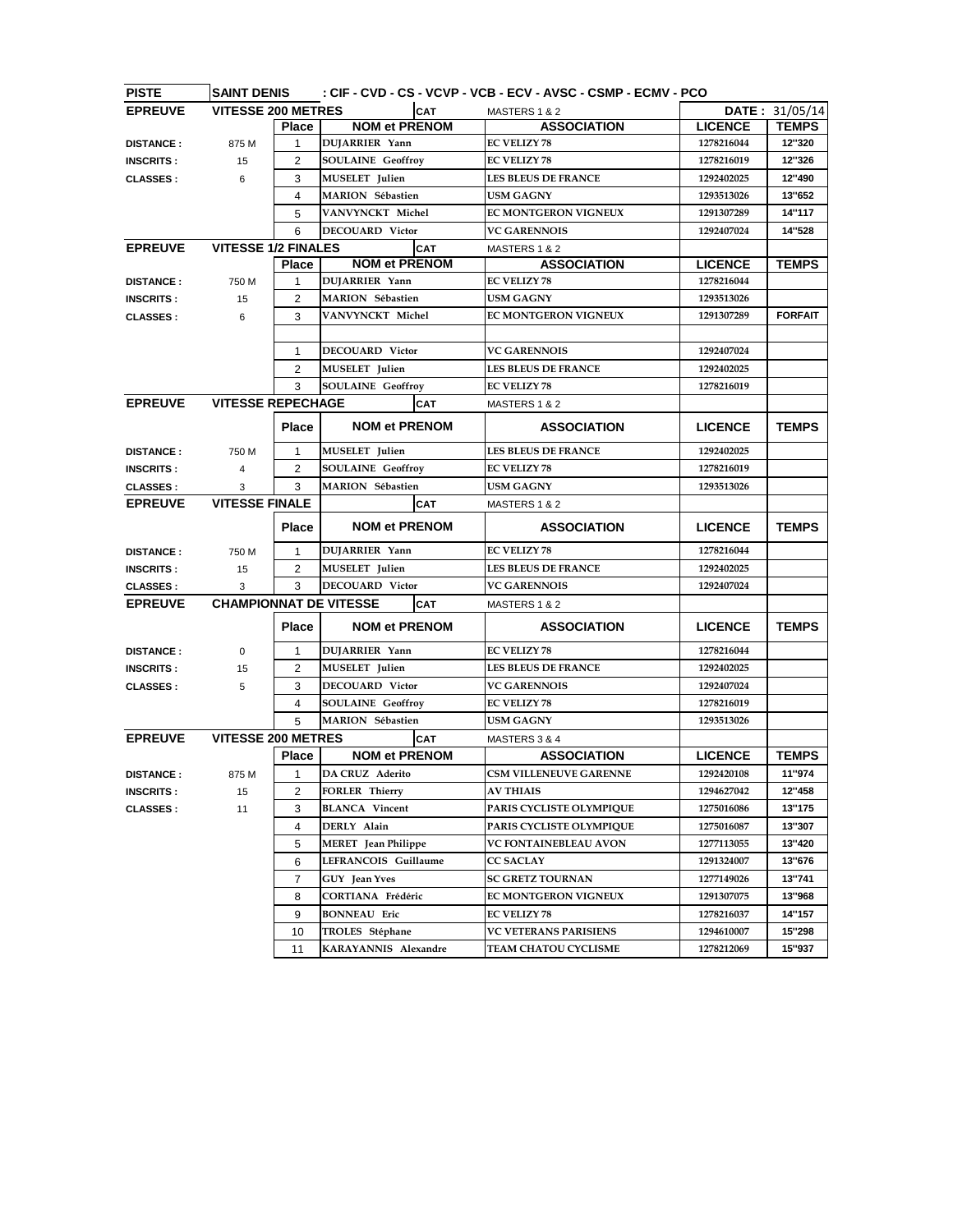| PISTE | SAINT DENIS | : CIF - CVD - CS - VCVP - VCB - ECV - AVSC - CSMP - ECMV - PCO | | | | |
|---|---|---|---|---|---|---|
| **EPREUVE** | **VITESSE 200 METRES** | | **CAT** MASTERS 1 & 2 | | **DATE :** 31/05/14 | |
| | | **Place** | **NOM et PRENOM** | **ASSOCIATION** | **LICENCE** | **TEMPS** |
| **DISTANCE :** | 875 M | 1 | DUJARRIER Yann | EC VELIZY 78 | 1278216044 | 12"320 |
| **INSCRITS :** | 15 | 2 | SOULAINE Geoffroy | EC VELIZY 78 | 1278216019 | 12"326 |
| **CLASSES :** | 6 | 3 | MUSELET Julien | LES BLEUS DE FRANCE | 1292402025 | 12"490 |
| | | 4 | MARION Sébastien | USM GAGNY | 1293513026 | 13"652 |
| | | 5 | VANVYNCKT Michel | EC MONTGERON VIGNEUX | 1291307289 | 14"117 |
| | | 6 | DECOUARD Victor | VC GARENNOIS | 1292407024 | 14"528 |
| **EPREUVE** | **VITESSE 1/2 FINALES** | | **CAT** MASTERS 1 & 2 | | | |
| | | **Place** | **NOM et PRENOM** | **ASSOCIATION** | **LICENCE** | **TEMPS** |
| **DISTANCE :** | 750 M | 1 | DUJARRIER Yann | EC VELIZY 78 | 1278216044 | |
| **INSCRITS :** | 15 | 2 | MARION Sébastien | USM GAGNY | 1293513026 | |
| **CLASSES :** | 6 | 3 | VANVYNCKT Michel | EC MONTGERON VIGNEUX | 1291307289 | **FORFAIT** |
| | | | | | | |
| | | 1 | DECOUARD Victor | VC GARENNOIS | 1292407024 | |
| | | 2 | MUSELET Julien | LES BLEUS DE FRANCE | 1292402025 | |
| | | 3 | SOULAINE Geoffroy | EC VELIZY 78 | 1278216019 | |
| **EPREUVE** | **VITESSE REPECHAGE** | | **CAT** MASTERS 1 & 2 | | | |
| | | **Place** | **NOM et PRENOM** | **ASSOCIATION** | **LICENCE** | **TEMPS** |
| **DISTANCE :** | 750 M | 1 | MUSELET Julien | LES BLEUS DE FRANCE | 1292402025 | |
| **INSCRITS :** | 4 | 2 | SOULAINE Geoffroy | EC VELIZY 78 | 1278216019 | |
| **CLASSES :** | 3 | 3 | MARION Sébastien | USM GAGNY | 1293513026 | |
| **EPREUVE** | **VITESSE FINALE** | | **CAT** MASTERS 1 & 2 | | | |
| | | **Place** | **NOM et PRENOM** | **ASSOCIATION** | **LICENCE** | **TEMPS** |
| **DISTANCE :** | 750 M | 1 | DUJARRIER Yann | EC VELIZY 78 | 1278216044 | |
| **INSCRITS :** | 15 | 2 | MUSELET Julien | LES BLEUS DE FRANCE | 1292402025 | |
| **CLASSES :** | 3 | 3 | DECOUARD Victor | VC GARENNOIS | 1292407024 | |
| **EPREUVE** | **CHAMPIONNAT DE VITESSE** | | **CAT** MASTERS 1 & 2 | | | |
| | | **Place** | **NOM et PRENOM** | **ASSOCIATION** | **LICENCE** | **TEMPS** |
| **DISTANCE :** | 0 | 1 | DUJARRIER Yann | EC VELIZY 78 | 1278216044 | |
| **INSCRITS :** | 15 | 2 | MUSELET Julien | LES BLEUS DE FRANCE | 1292402025 | |
| **CLASSES :** | 5 | 3 | DECOUARD Victor | VC GARENNOIS | 1292407024 | |
| | | 4 | SOULAINE Geoffroy | EC VELIZY 78 | 1278216019 | |
| | | 5 | MARION Sébastien | USM GAGNY | 1293513026 | |
| **EPREUVE** | **VITESSE 200 METRES** | | **CAT** MASTERS 3 & 4 | | | |
| | | **Place** | **NOM et PRENOM** | **ASSOCIATION** | **LICENCE** | **TEMPS** |
| **DISTANCE :** | 875 M | 1 | DA CRUZ Aderito | CSM VILLENEUVE GARENNE | 1292420108 | 11"974 |
| **INSCRITS :** | 15 | 2 | FORLER Thierry | AV THIAIS | 1294627042 | 12"458 |
| **CLASSES :** | 11 | 3 | BLANCA Vincent | PARIS CYCLISTE OLYMPIQUE | 1275016086 | 13"175 |
| | | 4 | DERLY Alain | PARIS CYCLISTE OLYMPIQUE | 1275016087 | 13"307 |
| | | 5 | MERET Jean Philippe | VC FONTAINEBLEAU AVON | 1277113055 | 13"420 |
| | | 6 | LEFRANCOIS Guillaume | CC SACLAY | 1291324007 | 13"676 |
| | | 7 | GUY Jean Yves | SC GRETZ TOURNAN | 1277149026 | 13"741 |
| | | 8 | CORTIANA Frédéric | EC MONTGERON VIGNEUX | 1291307075 | 13"968 |
| | | 9 | BONNEAU Eric | EC VELIZY 78 | 1278216037 | 14"157 |
| | | 10 | TROLES Stéphane | VC VETERANS PARISIENS | 1294610007 | 15"298 |
| | | 11 | KARAYANNIS Alexandre | TEAM CHATOU CYCLISME | 1278212069 | 15"937 |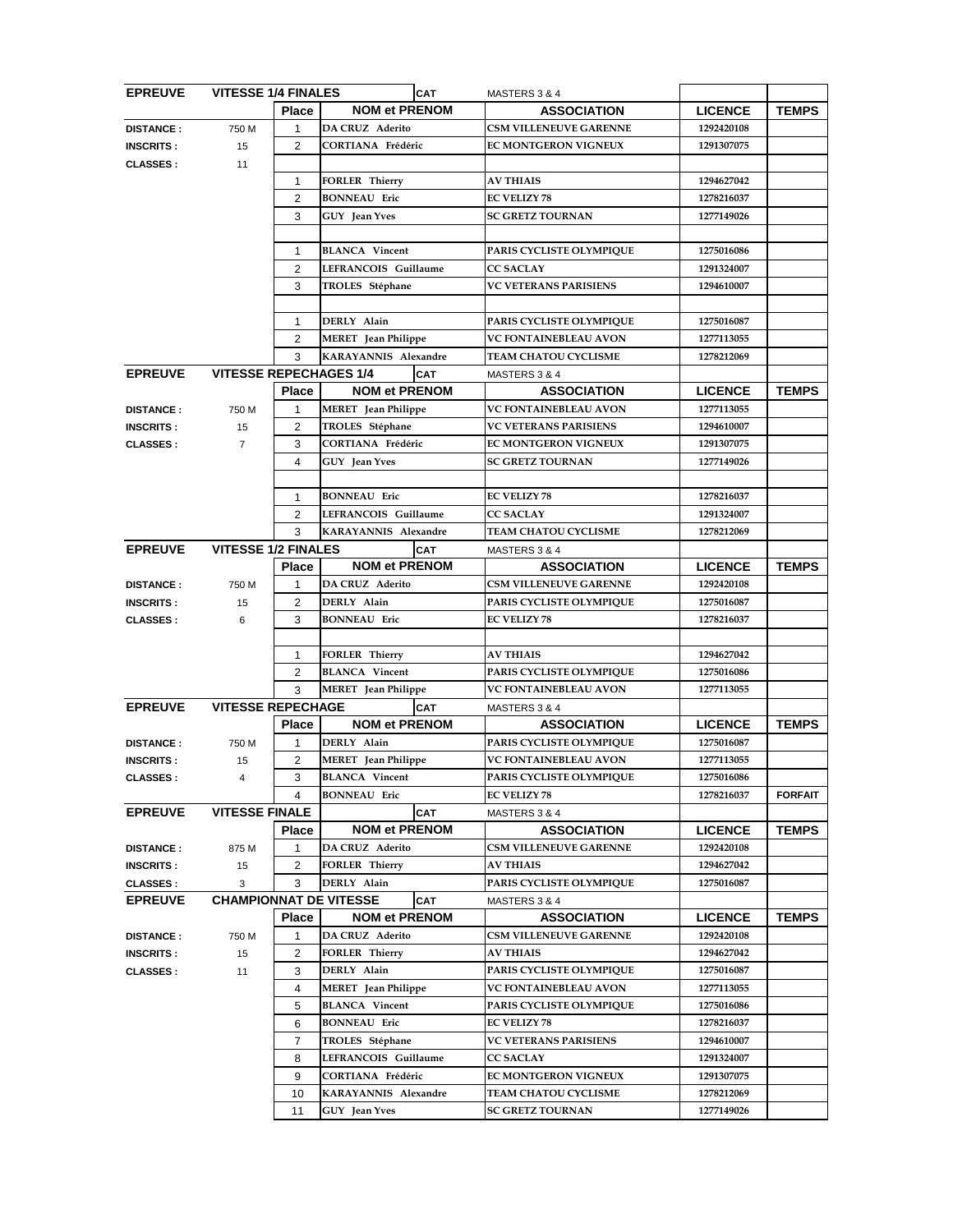| EPREUVE | VITESSE 1/4 FINALES | | CAT | MASTERS 3 & 4 | | |
|---|---|---|---|---|---|---|
| | | Place | NOM et PRENOM | ASSOCIATION | LICENCE | TEMPS |
| DISTANCE : | 750 M | 1 | DA CRUZ Aderito | CSM VILLENEUVE GARENNE | 1292420108 | |
| INSCRITS : | 15 | 2 | CORTIANA Frédéric | EC MONTGERON VIGNEUX | 1291307075 | |
| CLASSES : | 11 | | | | | |
| | | 1 | FORLER Thierry | AV THIAIS | 1294627042 | |
| | | 2 | BONNEAU Eric | EC VELIZY 78 | 1278216037 | |
| | | 3 | GUY Jean Yves | SC GRETZ TOURNAN | 1277149026 | |
| | | | | | | |
| | | 1 | BLANCA Vincent | PARIS CYCLISTE OLYMPIQUE | 1275016086 | |
| | | 2 | LEFRANCOIS Guillaume | CC SACLAY | 1291324007 | |
| | | 3 | TROLES Stéphane | VC VETERANS PARISIENS | 1294610007 | |
| | | | | | | |
| | | 1 | DERLY Alain | PARIS CYCLISTE OLYMPIQUE | 1275016087 | |
| | | 2 | MERET Jean Philippe | VC FONTAINEBLEAU AVON | 1277113055 | |
| | | 3 | KARAYANNIS Alexandre | TEAM CHATOU CYCLISME | 1278212069 | |

| EPREUVE | VITESSE REPECHAGES 1/4 | | CAT | MASTERS 3 & 4 | | |
|---|---|---|---|---|---|---|
| | | Place | NOM et PRENOM | ASSOCIATION | LICENCE | TEMPS |
| DISTANCE : | 750 M | 1 | MERET Jean Philippe | VC FONTAINEBLEAU AVON | 1277113055 | |
| INSCRITS : | 15 | 2 | TROLES Stéphane | VC VETERANS PARISIENS | 1294610007 | |
| CLASSES : | 7 | 3 | CORTIANA Frédéric | EC MONTGERON VIGNEUX | 1291307075 | |
| | | 4 | GUY Jean Yves | SC GRETZ TOURNAN | 1277149026 | |
| | | | | | | |
| | | 1 | BONNEAU Eric | EC VELIZY 78 | 1278216037 | |
| | | 2 | LEFRANCOIS Guillaume | CC SACLAY | 1291324007 | |
| | | 3 | KARAYANNIS Alexandre | TEAM CHATOU CYCLISME | 1278212069 | |

| EPREUVE | VITESSE 1/2 FINALES | | CAT | MASTERS 3 & 4 | | |
|---|---|---|---|---|---|---|
| | | Place | NOM et PRENOM | ASSOCIATION | LICENCE | TEMPS |
| DISTANCE : | 750 M | 1 | DA CRUZ Aderito | CSM VILLENEUVE GARENNE | 1292420108 | |
| INSCRITS : | 15 | 2 | DERLY Alain | PARIS CYCLISTE OLYMPIQUE | 1275016087 | |
| CLASSES : | 6 | 3 | BONNEAU Eric | EC VELIZY 78 | 1278216037 | |
| | | | | | | |
| | | 1 | FORLER Thierry | AV THIAIS | 1294627042 | |
| | | 2 | BLANCA Vincent | PARIS CYCLISTE OLYMPIQUE | 1275016086 | |
| | | 3 | MERET Jean Philippe | VC FONTAINEBLEAU AVON | 1277113055 | |

| EPREUVE | VITESSE REPECHAGE | | CAT | MASTERS 3 & 4 | | |
|---|---|---|---|---|---|---|
| | | Place | NOM et PRENOM | ASSOCIATION | LICENCE | TEMPS |
| DISTANCE : | 750 M | 1 | DERLY Alain | PARIS CYCLISTE OLYMPIQUE | 1275016087 | |
| INSCRITS : | 15 | 2 | MERET Jean Philippe | VC FONTAINEBLEAU AVON | 1277113055 | |
| CLASSES : | 4 | 3 | BLANCA Vincent | PARIS CYCLISTE OLYMPIQUE | 1275016086 | |
| | | 4 | BONNEAU Eric | EC VELIZY 78 | 1278216037 | FORFAIT |

| EPREUVE | VITESSE FINALE | | CAT | MASTERS 3 & 4 | | |
|---|---|---|---|---|---|---|
| | | Place | NOM et PRENOM | ASSOCIATION | LICENCE | TEMPS |
| DISTANCE : | 875 M | 1 | DA CRUZ Aderito | CSM VILLENEUVE GARENNE | 1292420108 | |
| INSCRITS : | 15 | 2 | FORLER Thierry | AV THIAIS | 1294627042 | |
| CLASSES : | 3 | 3 | DERLY Alain | PARIS CYCLISTE OLYMPIQUE | 1275016087 | |

| EPREUVE | CHAMPIONNAT DE VITESSE | | CAT | MASTERS 3 & 4 | | |
|---|---|---|---|---|---|---|
| | | Place | NOM et PRENOM | ASSOCIATION | LICENCE | TEMPS |
| DISTANCE : | 750 M | 1 | DA CRUZ Aderito | CSM VILLENEUVE GARENNE | 1292420108 | |
| INSCRITS : | 15 | 2 | FORLER Thierry | AV THIAIS | 1294627042 | |
| CLASSES : | 11 | 3 | DERLY Alain | PARIS CYCLISTE OLYMPIQUE | 1275016087 | |
| | | 4 | MERET Jean Philippe | VC FONTAINEBLEAU AVON | 1277113055 | |
| | | 5 | BLANCA Vincent | PARIS CYCLISTE OLYMPIQUE | 1275016086 | |
| | | 6 | BONNEAU Eric | EC VELIZY 78 | 1278216037 | |
| | | 7 | TROLES Stéphane | VC VETERANS PARISIENS | 1294610007 | |
| | | 8 | LEFRANCOIS Guillaume | CC SACLAY | 1291324007 | |
| | | 9 | CORTIANA Frédéric | EC MONTGERON VIGNEUX | 1291307075 | |
| | | 10 | KARAYANNIS Alexandre | TEAM CHATOU CYCLISME | 1278212069 | |
| | | 11 | GUY Jean Yves | SC GRETZ TOURNAN | 1277149026 | |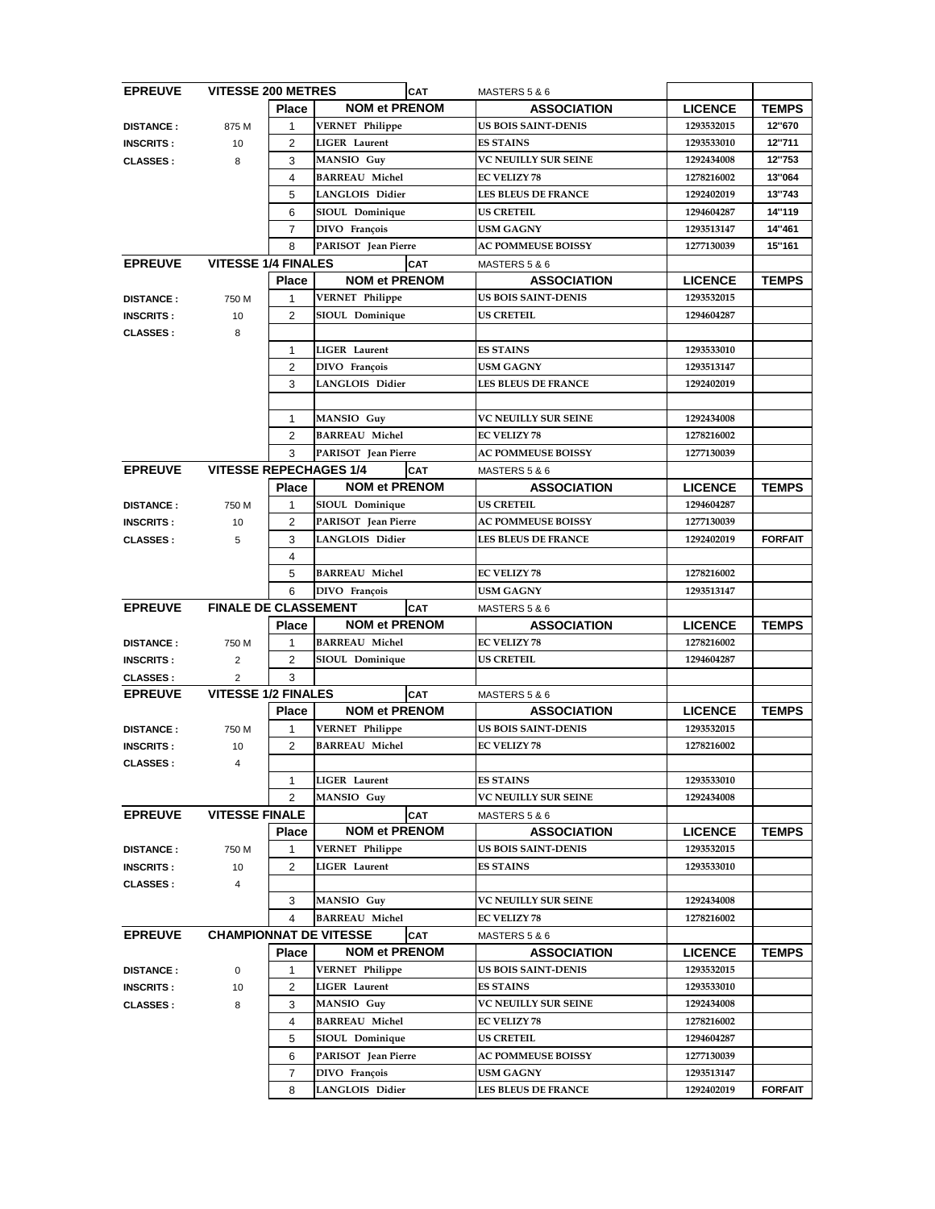| EPREUVE | VITESSE 200 METRES | | CAT | MASTERS 5 & 6 | | |
|---|---|---|---|---|---|---|
| | | Place | NOM et PRENOM | ASSOCIATION | LICENCE | TEMPS |
| DISTANCE : | 875 M | 1 | VERNET Philippe | US BOIS SAINT-DENIS | 1293532015 | 12"670 |
| INSCRITS : | 10 | 2 | LIGER Laurent | ES STAINS | 1293533010 | 12"711 |
| CLASSES : | 8 | 3 | MANSIO Guy | VC NEUILLY SUR SEINE | 1292434008 | 12"753 |
| | | 4 | BARREAU Michel | EC VELIZY 78 | 1278216002 | 13"064 |
| | | 5 | LANGLOIS Didier | LES BLEUS DE FRANCE | 1292402019 | 13"743 |
| | | 6 | SIOUL Dominique | US CRETEIL | 1294604287 | 14"119 |
| | | 7 | DIVO François | USM GAGNY | 1293513147 | 14"461 |
| | | 8 | PARISOT Jean Pierre | AC POMMEUSE BOISSY | 1277130039 | 15"161 |

| EPREUVE | VITESSE 1/4 FINALES | | CAT | MASTERS 5 & 6 | | |
|---|---|---|---|---|---|---|
| | | Place | NOM et PRENOM | ASSOCIATION | LICENCE | TEMPS |
| DISTANCE : | 750 M | 1 | VERNET Philippe | US BOIS SAINT-DENIS | 1293532015 | |
| INSCRITS : | 10 | 2 | SIOUL Dominique | US CRETEIL | 1294604287 | |
| CLASSES : | 8 | | | | | |
| | | 1 | LIGER Laurent | ES STAINS | 1293533010 | |
| | | 2 | DIVO François | USM GAGNY | 1293513147 | |
| | | 3 | LANGLOIS Didier | LES BLEUS DE FRANCE | 1292402019 | |
| | | | | | | |
| | | 1 | MANSIO Guy | VC NEUILLY SUR SEINE | 1292434008 | |
| | | 2 | BARREAU Michel | EC VELIZY 78 | 1278216002 | |
| | | 3 | PARISOT Jean Pierre | AC POMMEUSE BOISSY | 1277130039 | |

| EPREUVE | VITESSE REPECHAGES 1/4 | | CAT | MASTERS 5 & 6 | | |
|---|---|---|---|---|---|---|
| | | Place | NOM et PRENOM | ASSOCIATION | LICENCE | TEMPS |
| DISTANCE : | 750 M | 1 | SIOUL Dominique | US CRETEIL | 1294604287 | |
| INSCRITS : | 10 | 2 | PARISOT Jean Pierre | AC POMMEUSE BOISSY | 1277130039 | |
| CLASSES : | 5 | 3 | LANGLOIS Didier | LES BLEUS DE FRANCE | 1292402019 | FORFAIT |
| | | 4 | | | | |
| | | 5 | BARREAU Michel | EC VELIZY 78 | 1278216002 | |
| | | 6 | DIVO François | USM GAGNY | 1293513147 | |

| EPREUVE | FINALE DE CLASSEMENT | | CAT | MASTERS 5 & 6 | | |
|---|---|---|---|---|---|---|
| | | Place | NOM et PRENOM | ASSOCIATION | LICENCE | TEMPS |
| DISTANCE : | 750 M | 1 | BARREAU Michel | EC VELIZY 78 | 1278216002 | |
| INSCRITS : | 2 | 2 | SIOUL Dominique | US CRETEIL | 1294604287 | |
| CLASSES : | 2 | 3 | | | | |

| EPREUVE | VITESSE 1/2 FINALES | | CAT | MASTERS 5 & 6 | | |
|---|---|---|---|---|---|---|
| | | Place | NOM et PRENOM | ASSOCIATION | LICENCE | TEMPS |
| DISTANCE : | 750 M | 1 | VERNET Philippe | US BOIS SAINT-DENIS | 1293532015 | |
| INSCRITS : | 10 | 2 | BARREAU Michel | EC VELIZY 78 | 1278216002 | |
| CLASSES : | 4 | | | | | |
| | | 1 | LIGER Laurent | ES STAINS | 1293533010 | |
| | | 2 | MANSIO Guy | VC NEUILLY SUR SEINE | 1292434008 | |

| EPREUVE | VITESSE FINALE | | CAT | MASTERS 5 & 6 | | |
|---|---|---|---|---|---|---|
| | | Place | NOM et PRENOM | ASSOCIATION | LICENCE | TEMPS |
| DISTANCE : | 750 M | 1 | VERNET Philippe | US BOIS SAINT-DENIS | 1293532015 | |
| INSCRITS : | 10 | 2 | LIGER Laurent | ES STAINS | 1293533010 | |
| CLASSES : | 4 | | | | | |
| | | 3 | MANSIO Guy | VC NEUILLY SUR SEINE | 1292434008 | |
| | | 4 | BARREAU Michel | EC VELIZY 78 | 1278216002 | |

| EPREUVE | CHAMPIONNAT DE VITESSE | | CAT | MASTERS 5 & 6 | | |
|---|---|---|---|---|---|---|
| | | Place | NOM et PRENOM | ASSOCIATION | LICENCE | TEMPS |
| DISTANCE : | 0 | 1 | VERNET Philippe | US BOIS SAINT-DENIS | 1293532015 | |
| INSCRITS : | 10 | 2 | LIGER Laurent | ES STAINS | 1293533010 | |
| CLASSES : | 8 | 3 | MANSIO Guy | VC NEUILLY SUR SEINE | 1292434008 | |
| | | 4 | BARREAU Michel | EC VELIZY 78 | 1278216002 | |
| | | 5 | SIOUL Dominique | US CRETEIL | 1294604287 | |
| | | 6 | PARISOT Jean Pierre | AC POMMEUSE BOISSY | 1277130039 | |
| | | 7 | DIVO François | USM GAGNY | 1293513147 | |
| | | 8 | LANGLOIS Didier | LES BLEUS DE FRANCE | 1292402019 | FORFAIT |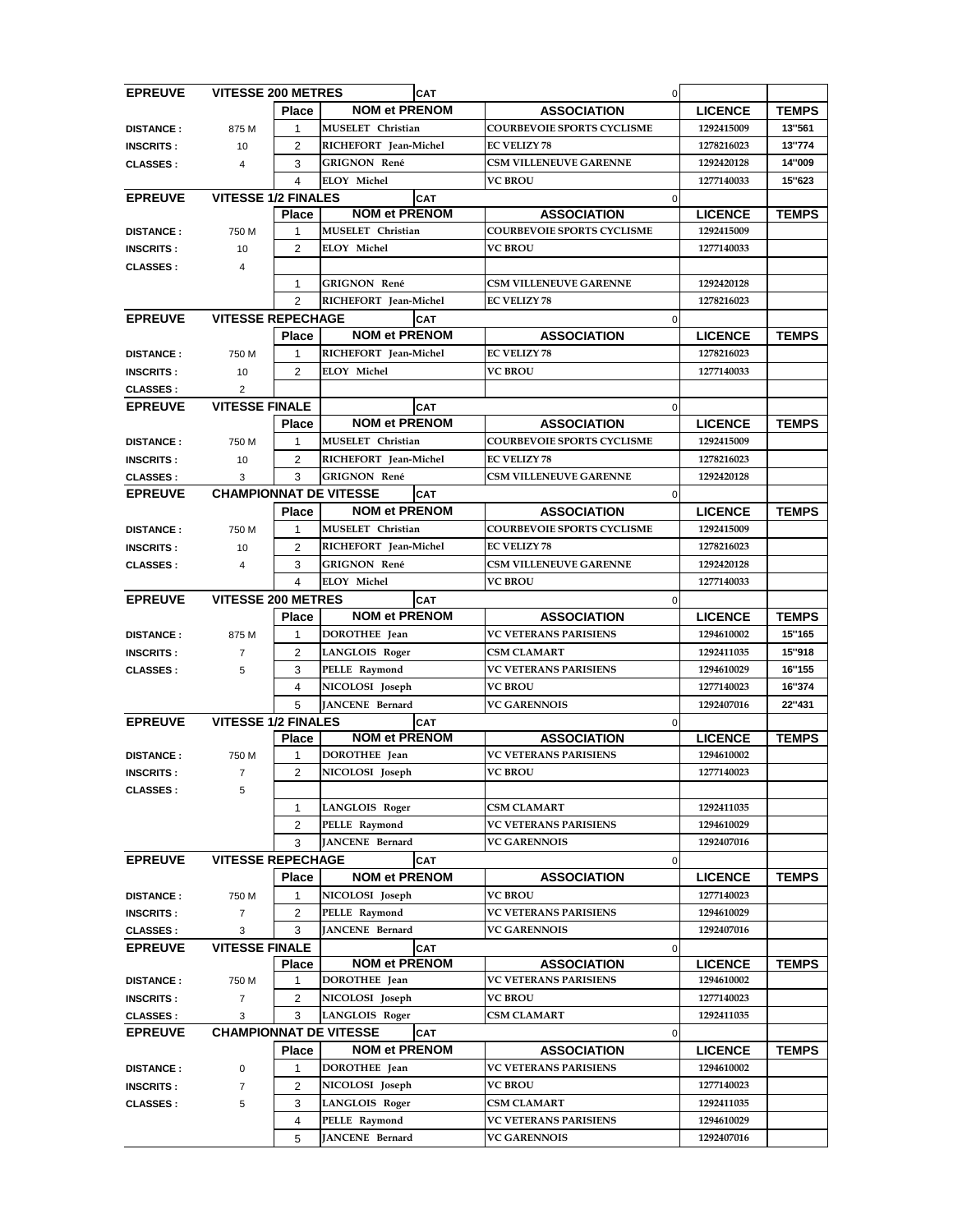| EPREUVE | VITESSE 200 METRES | | CAT | | 0 | |
|---|---|---|---|---|---|---|
| | | Place | NOM et PRENOM | ASSOCIATION | LICENCE | TEMPS |
| DISTANCE : | 875 M | 1 | MUSELET Christian | COURBEVOIE SPORTS CYCLISME | 1292415009 | 13''561 |
| INSCRITS : | 10 | 2 | RICHEFORT Jean-Michel | EC VELIZY 78 | 1278216023 | 13''774 |
| CLASSES : | 4 | 3 | GRIGNON René | CSM VILLENEUVE GARENNE | 1292420128 | 14''009 |
| | | 4 | ELOY Michel | VC BROU | 1277140033 | 15''623 |

| EPREUVE | VITESSE 1/2 FINALES | | CAT | | 0 | |
|---|---|---|---|---|---|---|
| | | Place | NOM et PRENOM | ASSOCIATION | LICENCE | TEMPS |
| DISTANCE : | 750 M | 1 | MUSELET Christian | COURBEVOIE SPORTS CYCLISME | 1292415009 | |
| INSCRITS : | 10 | 2 | ELOY Michel | VC BROU | 1277140033 | |
| CLASSES : | 4 | | | | | |
| | | 1 | GRIGNON René | CSM VILLENEUVE GARENNE | 1292420128 | |
| | | 2 | RICHEFORT Jean-Michel | EC VELIZY 78 | 1278216023 | |

| EPREUVE | VITESSE REPECHAGE | | CAT | | 0 | |
|---|---|---|---|---|---|---|
| | | Place | NOM et PRENOM | ASSOCIATION | LICENCE | TEMPS |
| DISTANCE : | 750 M | 1 | RICHEFORT Jean-Michel | EC VELIZY 78 | 1278216023 | |
| INSCRITS : | 10 | 2 | ELOY Michel | VC BROU | 1277140033 | |
| CLASSES : | 2 | | | | | |

| EPREUVE | VITESSE FINALE | | CAT | | 0 | |
|---|---|---|---|---|---|---|
| | | Place | NOM et PRENOM | ASSOCIATION | LICENCE | TEMPS |
| DISTANCE : | 750 M | 1 | MUSELET Christian | COURBEVOIE SPORTS CYCLISME | 1292415009 | |
| INSCRITS : | 10 | 2 | RICHEFORT Jean-Michel | EC VELIZY 78 | 1278216023 | |
| CLASSES : | 3 | 3 | GRIGNON René | CSM VILLENEUVE GARENNE | 1292420128 | |

| EPREUVE | CHAMPIONNAT DE VITESSE | | CAT | | 0 | |
|---|---|---|---|---|---|---|
| | | Place | NOM et PRENOM | ASSOCIATION | LICENCE | TEMPS |
| DISTANCE : | 750 M | 1 | MUSELET Christian | COURBEVOIE SPORTS CYCLISME | 1292415009 | |
| INSCRITS : | 10 | 2 | RICHEFORT Jean-Michel | EC VELIZY 78 | 1278216023 | |
| CLASSES : | 4 | 3 | GRIGNON René | CSM VILLENEUVE GARENNE | 1292420128 | |
| | | 4 | ELOY Michel | VC BROU | 1277140033 | |

| EPREUVE | VITESSE 200 METRES | | CAT | | 0 | |
|---|---|---|---|---|---|---|
| | | Place | NOM et PRENOM | ASSOCIATION | LICENCE | TEMPS |
| DISTANCE : | 875 M | 1 | DOROTHEE Jean | VC VETERANS PARISIENS | 1294610002 | 15''165 |
| INSCRITS : | 7 | 2 | LANGLOIS Roger | CSM CLAMART | 1292411035 | 15''918 |
| CLASSES : | 5 | 3 | PELLE Raymond | VC VETERANS PARISIENS | 1294610029 | 16''155 |
| | | 4 | NICOLOSI Joseph | VC BROU | 1277140023 | 16''374 |
| | | 5 | JANCENE Bernard | VC GARENNOIS | 1292407016 | 22''431 |

| EPREUVE | VITESSE 1/2 FINALES | | CAT | | 0 | |
|---|---|---|---|---|---|---|
| | | Place | NOM et PRENOM | ASSOCIATION | LICENCE | TEMPS |
| DISTANCE : | 750 M | 1 | DOROTHEE Jean | VC VETERANS PARISIENS | 1294610002 | |
| INSCRITS : | 7 | 2 | NICOLOSI Joseph | VC BROU | 1277140023 | |
| CLASSES : | 5 | | | | | |
| | | 1 | LANGLOIS Roger | CSM CLAMART | 1292411035 | |
| | | 2 | PELLE Raymond | VC VETERANS PARISIENS | 1294610029 | |
| | | 3 | JANCENE Bernard | VC GARENNOIS | 1292407016 | |

| EPREUVE | VITESSE REPECHAGE | | CAT | | 0 | |
|---|---|---|---|---|---|---|
| | | Place | NOM et PRENOM | ASSOCIATION | LICENCE | TEMPS |
| DISTANCE : | 750 M | 1 | NICOLOSI Joseph | VC BROU | 1277140023 | |
| INSCRITS : | 7 | 2 | PELLE Raymond | VC VETERANS PARISIENS | 1294610029 | |
| CLASSES : | 3 | 3 | JANCENE Bernard | VC GARENNOIS | 1292407016 | |

| EPREUVE | VITESSE FINALE | | CAT | | 0 | |
|---|---|---|---|---|---|---|
| | | Place | NOM et PRENOM | ASSOCIATION | LICENCE | TEMPS |
| DISTANCE : | 750 M | 1 | DOROTHEE Jean | VC VETERANS PARISIENS | 1294610002 | |
| INSCRITS : | 7 | 2 | NICOLOSI Joseph | VC BROU | 1277140023 | |
| CLASSES : | 3 | 3 | LANGLOIS Roger | CSM CLAMART | 1292411035 | |

| EPREUVE | CHAMPIONNAT DE VITESSE | | CAT | | 0 | |
|---|---|---|---|---|---|---|
| | | Place | NOM et PRENOM | ASSOCIATION | LICENCE | TEMPS |
| DISTANCE : | 0 | 1 | DOROTHEE Jean | VC VETERANS PARISIENS | 1294610002 | |
| INSCRITS : | 7 | 2 | NICOLOSI Joseph | VC BROU | 1277140023 | |
| CLASSES : | 5 | 3 | LANGLOIS Roger | CSM CLAMART | 1292411035 | |
| | | 4 | PELLE Raymond | VC VETERANS PARISIENS | 1294610029 | |
| | | 5 | JANCENE Bernard | VC GARENNOIS | 1292407016 | |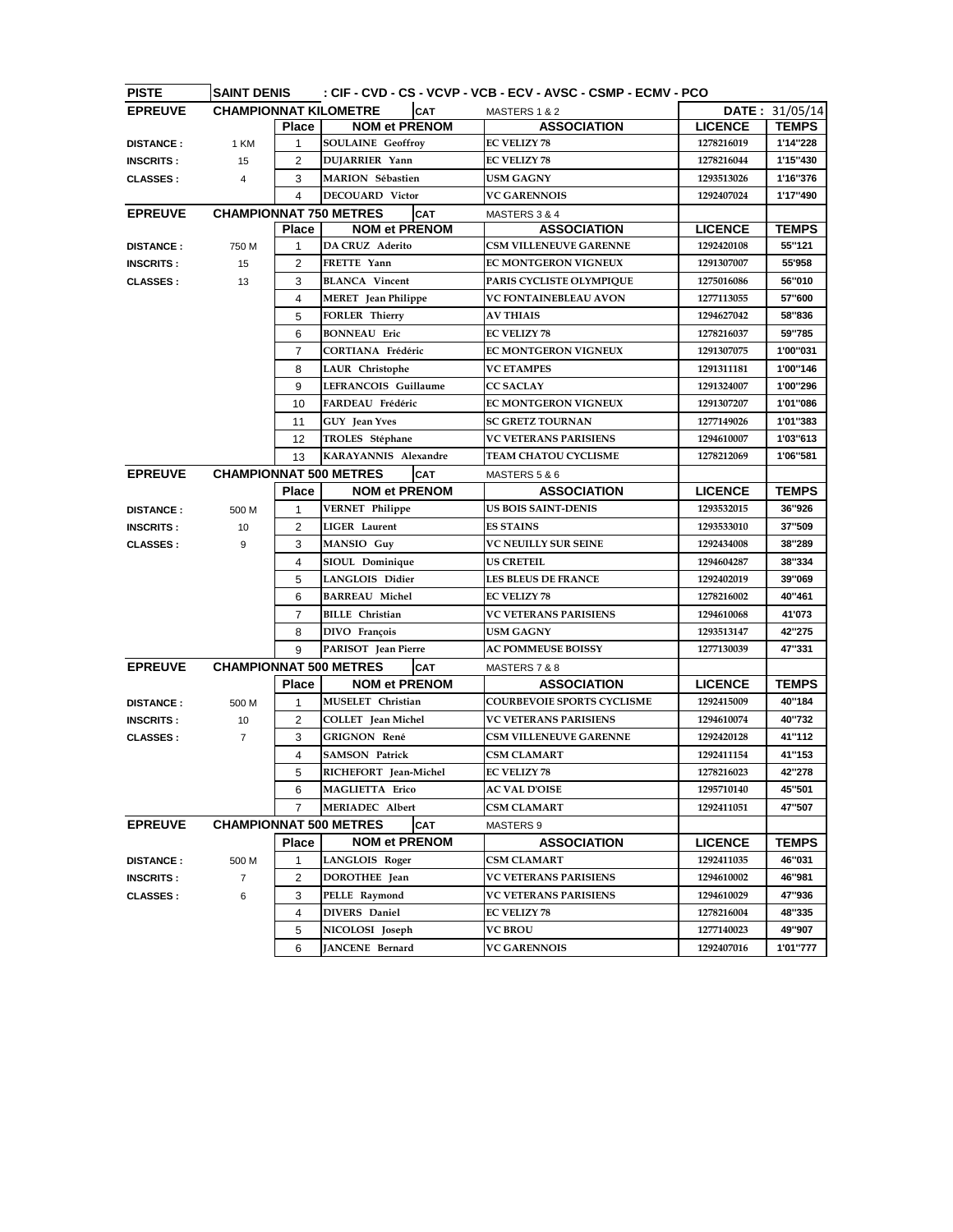| PISTE | SAINT DENIS | : CIF - CVD - CS - VCVP - VCB - ECV - AVSC - CSMP - ECMV - PCO | | | | |
|---|---|---|---|---|---|---|

| EPREUVE | CHAMPIONNAT KILOMETRE | | CAT | MASTERS 1 & 2 | | DATE : 31/05/14 |
|---|---|---|---|---|---|---|
| | | Place | NOM et PRENOM | ASSOCIATION | LICENCE | TEMPS |
| DISTANCE : | 1 KM | 1 | SOULAINE Geoffroy | EC VELIZY 78 | 1278216019 | 1'14"228 |
| INSCRITS : | 15 | 2 | DUJARRIER Yann | EC VELIZY 78 | 1278216044 | 1'15"430 |
| CLASSES : | 4 | 3 | MARION Sébastien | USM GAGNY | 1293513026 | 1'16"376 |
| | | 4 | DECOUARD Victor | VC GARENNOIS | 1292407024 | 1'17"490 |

| EPREUVE | CHAMPIONNAT 750 METRES | | CAT | MASTERS 3 & 4 | | |
|---|---|---|---|---|---|---|
| | | Place | NOM et PRENOM | ASSOCIATION | LICENCE | TEMPS |
| DISTANCE : | 750 M | 1 | DA CRUZ Aderito | CSM VILLENEUVE GARENNE | 1292420108 | 55"121 |
| INSCRITS : | 15 | 2 | FRETTE Yann | EC MONTGERON VIGNEUX | 1291307007 | 55'958 |
| CLASSES : | 13 | 3 | BLANCA Vincent | PARIS CYCLISTE OLYMPIQUE | 1275016086 | 56"010 |
| | | 4 | MERET Jean Philippe | VC FONTAINEBLEAU AVON | 1277113055 | 57"600 |
| | | 5 | FORLER Thierry | AV THIAIS | 1294627042 | 58"836 |
| | | 6 | BONNEAU Eric | EC VELIZY 78 | 1278216037 | 59"785 |
| | | 7 | CORTIANA Frédéric | EC MONTGERON VIGNEUX | 1291307075 | 1'00"031 |
| | | 8 | LAUR Christophe | VC ETAMPES | 1291311181 | 1'00"146 |
| | | 9 | LEFRANCOIS Guillaume | CC SACLAY | 1291324007 | 1'00"296 |
| | | 10 | FARDEAU Frédéric | EC MONTGERON VIGNEUX | 1291307207 | 1'01"086 |
| | | 11 | GUY Jean Yves | SC GRETZ TOURNAN | 1277149026 | 1'01"383 |
| | | 12 | TROLES Stéphane | VC VETERANS PARISIENS | 1294610007 | 1'03"613 |
| | | 13 | KARAYANNIS Alexandre | TEAM CHATOU CYCLISME | 1278212069 | 1'06"581 |

| EPREUVE | CHAMPIONNAT 500 METRES | | CAT | MASTERS 5 & 6 | | |
|---|---|---|---|---|---|---|
| | | Place | NOM et PRENOM | ASSOCIATION | LICENCE | TEMPS |
| DISTANCE : | 500 M | 1 | VERNET Philippe | US BOIS SAINT-DENIS | 1293532015 | 36"926 |
| INSCRITS : | 10 | 2 | LIGER Laurent | ES STAINS | 1293533010 | 37"509 |
| CLASSES : | 9 | 3 | MANSIO Guy | VC NEUILLY SUR SEINE | 1292434008 | 38"289 |
| | | 4 | SIOUL Dominique | US CRETEIL | 1294604287 | 38"334 |
| | | 5 | LANGLOIS Didier | LES BLEUS DE FRANCE | 1292402019 | 39"069 |
| | | 6 | BARREAU Michel | EC VELIZY 78 | 1278216002 | 40"461 |
| | | 7 | BILLE Christian | VC VETERANS PARISIENS | 1294610068 | 41'073 |
| | | 8 | DIVO François | USM GAGNY | 1293513147 | 42"275 |
| | | 9 | PARISOT Jean Pierre | AC POMMEUSE BOISSY | 1277130039 | 47"331 |

| EPREUVE | CHAMPIONNAT 500 METRES | | CAT | MASTERS 7 & 8 | | |
|---|---|---|---|---|---|---|
| | | Place | NOM et PRENOM | ASSOCIATION | LICENCE | TEMPS |
| DISTANCE : | 500 M | 1 | MUSELET Christian | COURBEVOIE SPORTS CYCLISME | 1292415009 | 40"184 |
| INSCRITS : | 10 | 2 | COLLET Jean Michel | VC VETERANS PARISIENS | 1294610074 | 40"732 |
| CLASSES : | 7 | 3 | GRIGNON René | CSM VILLENEUVE GARENNE | 1292420128 | 41"112 |
| | | 4 | SAMSON Patrick | CSM CLAMART | 1292411154 | 41"153 |
| | | 5 | RICHEFORT Jean-Michel | EC VELIZY 78 | 1278216023 | 42"278 |
| | | 6 | MAGLIETTA Erico | AC VAL D'OISE | 1295710140 | 45"501 |
| | | 7 | MERIADEC Albert | CSM CLAMART | 1292411051 | 47"507 |

| EPREUVE | CHAMPIONNAT 500 METRES | | CAT | MASTERS 9 | | |
|---|---|---|---|---|---|---|
| | | Place | NOM et PRENOM | ASSOCIATION | LICENCE | TEMPS |
| DISTANCE : | 500 M | 1 | LANGLOIS Roger | CSM CLAMART | 1292411035 | 46"031 |
| INSCRITS : | 7 | 2 | DOROTHEE Jean | VC VETERANS PARISIENS | 1294610002 | 46"981 |
| CLASSES : | 6 | 3 | PELLE Raymond | VC VETERANS PARISIENS | 1294610029 | 47"936 |
| | | 4 | DIVERS Daniel | EC VELIZY 78 | 1278216004 | 48"335 |
| | | 5 | NICOLOSI Joseph | VC BROU | 1277140023 | 49"907 |
| | | 6 | JANCENE Bernard | VC GARENNOIS | 1292407016 | 1'01"777 |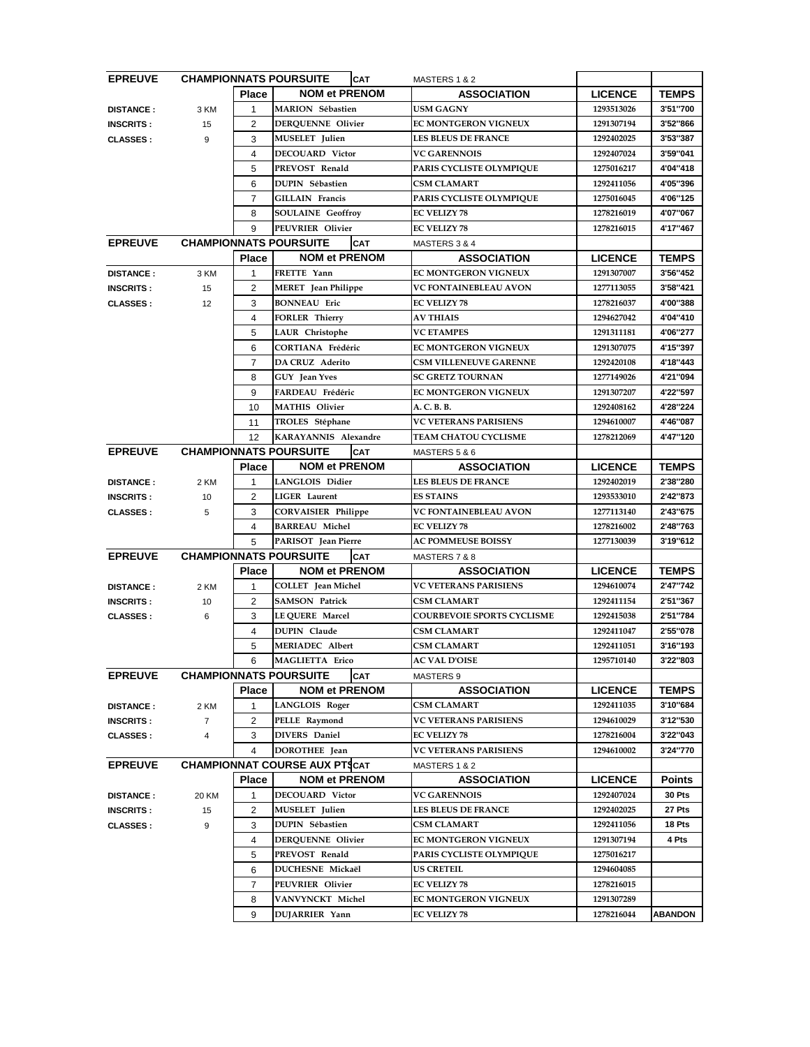| EPREUVE | CHAMPIONNATS POURSUITE | | CAT | MASTERS 1 & 2 | | |
|---|---|---|---|---|---|---|
| | | Place | NOM et PRENOM | ASSOCIATION | LICENCE | TEMPS |
| DISTANCE : | 3 KM | 1 | MARION Sébastien | USM GAGNY | 1293513026 | 3'51"700 |
| INSCRITS : | 15 | 2 | DERQUENNE Olivier | EC MONTGERON VIGNEUX | 1291307194 | 3'52"866 |
| CLASSES : | 9 | 3 | MUSELET Julien | LES BLEUS DE FRANCE | 1292402025 | 3'53"387 |
| | | 4 | DECOUARD Victor | VC GARENNOIS | 1292407024 | 3'59"041 |
| | | 5 | PREVOST Renald | PARIS CYCLISTE OLYMPIQUE | 1275016217 | 4'04"418 |
| | | 6 | DUPIN Sébastien | CSM CLAMART | 1292411056 | 4'05"396 |
| | | 7 | GILLAIN Francis | PARIS CYCLISTE OLYMPIQUE | 1275016045 | 4'06"125 |
| | | 8 | SOULAINE Geoffroy | EC VELIZY 78 | 1278216019 | 4'07"067 |
| | | 9 | PEUVRIER Olivier | EC VELIZY 78 | 1278216015 | 4'17"467 |

| EPREUVE | CHAMPIONNATS POURSUITE | | CAT | MASTERS 3 & 4 | | |
|---|---|---|---|---|---|---|
| | | Place | NOM et PRENOM | ASSOCIATION | LICENCE | TEMPS |
| DISTANCE : | 3 KM | 1 | FRETTE Yann | EC MONTGERON VIGNEUX | 1291307007 | 3'56"452 |
| INSCRITS : | 15 | 2 | MERET Jean Philippe | VC FONTAINEBLEAU AVON | 1277113055 | 3'58"421 |
| CLASSES : | 12 | 3 | BONNEAU Eric | EC VELIZY 78 | 1278216037 | 4'00"388 |
| | | 4 | FORLER Thierry | AV THIAIS | 1294627042 | 4'04"410 |
| | | 5 | LAUR Christophe | VC ETAMPES | 1291311181 | 4'06"277 |
| | | 6 | CORTIANA Frédéric | EC MONTGERON VIGNEUX | 1291307075 | 4'15"397 |
| | | 7 | DA CRUZ Aderito | CSM VILLENEUVE GARENNE | 1292420108 | 4'18"443 |
| | | 8 | GUY Jean Yves | SC GRETZ TOURNAN | 1277149026 | 4'21"094 |
| | | 9 | FARDEAU Frédéric | EC MONTGERON VIGNEUX | 1291307207 | 4'22"597 |
| | | 10 | MATHIS Olivier | A. C. B. B. | 1292408162 | 4'28"224 |
| | | 11 | TROLES Stéphane | VC VETERANS PARISIENS | 1294610007 | 4'46"087 |
| | | 12 | KARAYANNIS Alexandre | TEAM CHATOU CYCLISME | 1278212069 | 4'47"120 |

| EPREUVE | CHAMPIONNATS POURSUITE | | CAT | MASTERS 5 & 6 | | |
|---|---|---|---|---|---|---|
| | | Place | NOM et PRENOM | ASSOCIATION | LICENCE | TEMPS |
| DISTANCE : | 2 KM | 1 | LANGLOIS Didier | LES BLEUS DE FRANCE | 1292402019 | 2'38"280 |
| INSCRITS : | 10 | 2 | LIGER Laurent | ES STAINS | 1293533010 | 2'42"873 |
| CLASSES : | 5 | 3 | CORVAISIER Philippe | VC FONTAINEBLEAU AVON | 1277113140 | 2'43"675 |
| | | 4 | BARREAU Michel | EC VELIZY 78 | 1278216002 | 2'48"763 |
| | | 5 | PARISOT Jean Pierre | AC POMMEUSE BOISSY | 1277130039 | 3'19"612 |

| EPREUVE | CHAMPIONNATS POURSUITE | | CAT | MASTERS 7 & 8 | | |
|---|---|---|---|---|---|---|
| | | Place | NOM et PRENOM | ASSOCIATION | LICENCE | TEMPS |
| DISTANCE : | 2 KM | 1 | COLLET Jean Michel | VC VETERANS PARISIENS | 1294610074 | 2'47"742 |
| INSCRITS : | 10 | 2 | SAMSON Patrick | CSM CLAMART | 1292411154 | 2'51"367 |
| CLASSES : | 6 | 3 | LE QUERE Marcel | COURBEVOIE SPORTS CYCLISME | 1292415038 | 2'51"784 |
| | | 4 | DUPIN Claude | CSM CLAMART | 1292411047 | 2'55"078 |
| | | 5 | MERIADEC Albert | CSM CLAMART | 1292411051 | 3'16"193 |
| | | 6 | MAGLIETTA Erico | AC VAL D'OISE | 1295710140 | 3'22"803 |

| EPREUVE | CHAMPIONNATS POURSUITE | | CAT | MASTERS 9 | | |
|---|---|---|---|---|---|---|
| | | Place | NOM et PRENOM | ASSOCIATION | LICENCE | TEMPS |
| DISTANCE : | 2 KM | 1 | LANGLOIS Roger | CSM CLAMART | 1292411035 | 3'10"684 |
| INSCRITS : | 7 | 2 | PELLE Raymond | VC VETERANS PARISIENS | 1294610029 | 3'12"530 |
| CLASSES : | 4 | 3 | DIVERS Daniel | EC VELIZY 78 | 1278216004 | 3'22"043 |
| | | 4 | DOROTHEE Jean | VC VETERANS PARISIENS | 1294610002 | 3'24"770 |

| EPREUVE | CHAMPIONNAT COURSE AUX PTS | | CAT | MASTERS 1 & 2 | | |
|---|---|---|---|---|---|---|
| | | Place | NOM et PRENOM | ASSOCIATION | LICENCE | Points |
| DISTANCE : | 20 KM | 1 | DECOUARD Victor | VC GARENNOIS | 1292407024 | 30 Pts |
| INSCRITS : | 15 | 2 | MUSELET Julien | LES BLEUS DE FRANCE | 1292402025 | 27 Pts |
| CLASSES : | 9 | 3 | DUPIN Sébastien | CSM CLAMART | 1292411056 | 18 Pts |
| | | 4 | DERQUENNE Olivier | EC MONTGERON VIGNEUX | 1291307194 | 4 Pts |
| | | 5 | PREVOST Renald | PARIS CYCLISTE OLYMPIQUE | 1275016217 | |
| | | 6 | DUCHESNE Mickaël | US CRETEIL | 1294604085 | |
| | | 7 | PEUVRIER Olivier | EC VELIZY 78 | 1278216015 | |
| | | 8 | VANVYNCKT Michel | EC MONTGERON VIGNEUX | 1291307289 | |
| | | 9 | DUJARRIER Yann | EC VELIZY 78 | 1278216044 | ABANDON |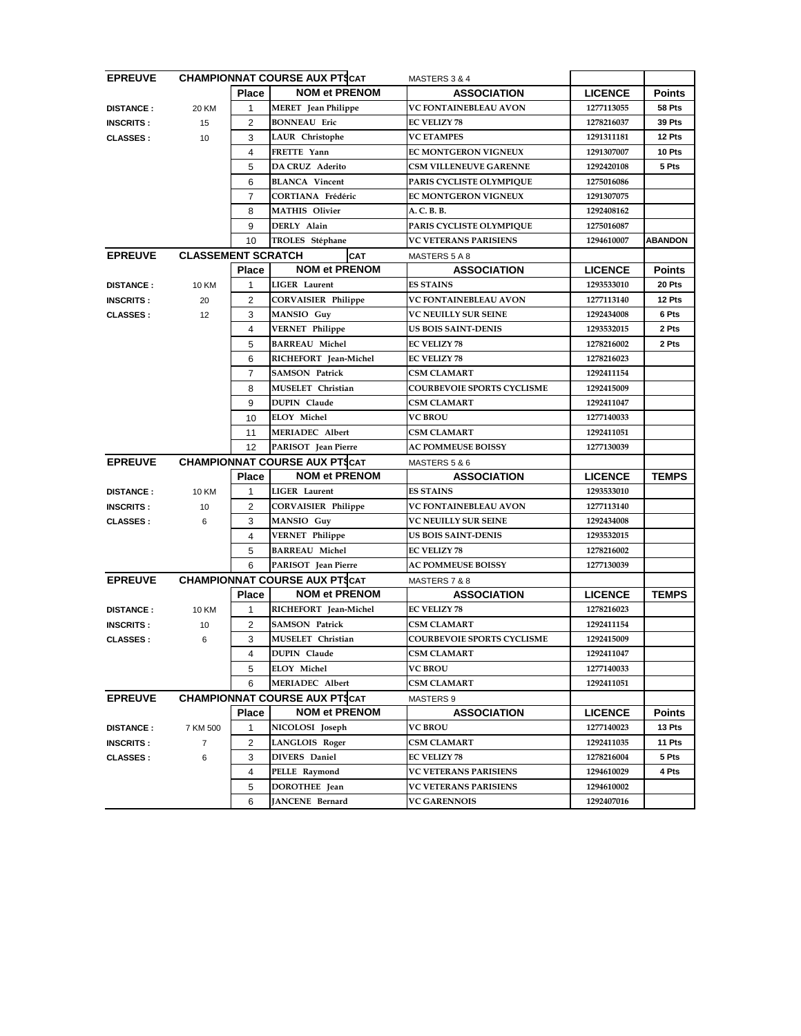| EPREUVE | CHAMPIONNAT COURSE AUX PTS | CAT | MASTERS 3 & 4 | | |
|---|---|---|---|---|---|
| | **Place** | **NOM et PRENOM** | **ASSOCIATION** | **LICENCE** | **Points** |
| **DISTANCE :** 20 KM | 1 | MERET Jean Philippe | VC FONTAINEBLEAU AVON | 1277113055 | 58 Pts |
| **INSCRITS :** 15 | 2 | BONNEAU Eric | EC VELIZY 78 | 1278216037 | 39 Pts |
| **CLASSES :** 10 | 3 | LAUR Christophe | VC ETAMPES | 1291311181 | 12 Pts |
| | 4 | FRETTE Yann | EC MONTGERON VIGNEUX | 1291307007 | 10 Pts |
| | 5 | DA CRUZ Aderito | CSM VILLENEUVE GARENNE | 1292420108 | 5 Pts |
| | 6 | BLANCA Vincent | PARIS CYCLISTE OLYMPIQUE | 1275016086 | |
| | 7 | CORTIANA Frédéric | EC MONTGERON VIGNEUX | 1291307075 | |
| | 8 | MATHIS Olivier | A. C. B. B. | 1292408162 | |
| | 9 | DERLY Alain | PARIS CYCLISTE OLYMPIQUE | 1275016087 | |
| | 10 | TROLES Stéphane | VC VETERANS PARISIENS | 1294610007 | ABANDON |

| EPREUVE | CLASSEMENT SCRATCH | CAT | MASTERS 5 A 8 | | |
|---|---|---|---|---|---|
| | **Place** | **NOM et PRENOM** | **ASSOCIATION** | **LICENCE** | **Points** |
| **DISTANCE :** 10 KM | 1 | LIGER Laurent | ES STAINS | 1293533010 | 20 Pts |
| **INSCRITS :** 20 | 2 | CORVAISIER Philippe | VC FONTAINEBLEAU AVON | 1277113140 | 12 Pts |
| **CLASSES :** 12 | 3 | MANSIO Guy | VC NEUILLY SUR SEINE | 1292434008 | 6 Pts |
| | 4 | VERNET Philippe | US BOIS SAINT-DENIS | 1293532015 | 2 Pts |
| | 5 | BARREAU Michel | EC VELIZY 78 | 1278216002 | 2 Pts |
| | 6 | RICHEFORT Jean-Michel | EC VELIZY 78 | 1278216023 | |
| | 7 | SAMSON Patrick | CSM CLAMART | 1292411154 | |
| | 8 | MUSELET Christian | COURBEVOIE SPORTS CYCLISME | 1292415009 | |
| | 9 | DUPIN Claude | CSM CLAMART | 1292411047 | |
| | 10 | ELOY Michel | VC BROU | 1277140033 | |
| | 11 | MERIADEC Albert | CSM CLAMART | 1292411051 | |
| | 12 | PARISOT Jean Pierre | AC POMMEUSE BOISSY | 1277130039 | |

| EPREUVE | CHAMPIONNAT COURSE AUX PTS | CAT | MASTERS 5 & 6 | | |
|---|---|---|---|---|---|
| | **Place** | **NOM et PRENOM** | **ASSOCIATION** | **LICENCE** | **TEMPS** |
| **DISTANCE :** 10 KM | 1 | LIGER Laurent | ES STAINS | 1293533010 | |
| **INSCRITS :** 10 | 2 | CORVAISIER Philippe | VC FONTAINEBLEAU AVON | 1277113140 | |
| **CLASSES :** 6 | 3 | MANSIO Guy | VC NEUILLY SUR SEINE | 1292434008 | |
| | 4 | VERNET Philippe | US BOIS SAINT-DENIS | 1293532015 | |
| | 5 | BARREAU Michel | EC VELIZY 78 | 1278216002 | |
| | 6 | PARISOT Jean Pierre | AC POMMEUSE BOISSY | 1277130039 | |

| EPREUVE | CHAMPIONNAT COURSE AUX PTS | CAT | MASTERS 7 & 8 | | |
|---|---|---|---|---|---|
| | **Place** | **NOM et PRENOM** | **ASSOCIATION** | **LICENCE** | **TEMPS** |
| **DISTANCE :** 10 KM | 1 | RICHEFORT Jean-Michel | EC VELIZY 78 | 1278216023 | |
| **INSCRITS :** 10 | 2 | SAMSON Patrick | CSM CLAMART | 1292411154 | |
| **CLASSES :** 6 | 3 | MUSELET Christian | COURBEVOIE SPORTS CYCLISME | 1292415009 | |
| | 4 | DUPIN Claude | CSM CLAMART | 1292411047 | |
| | 5 | ELOY Michel | VC BROU | 1277140033 | |
| | 6 | MERIADEC Albert | CSM CLAMART | 1292411051 | |

| EPREUVE | CHAMPIONNAT COURSE AUX PTS | CAT | MASTERS 9 | | |
|---|---|---|---|---|---|
| | **Place** | **NOM et PRENOM** | **ASSOCIATION** | **LICENCE** | **Points** |
| **DISTANCE :** 7 KM 500 | 1 | NICOLOSI Joseph | VC BROU | 1277140023 | 13 Pts |
| **INSCRITS :** 7 | 2 | LANGLOIS Roger | CSM CLAMART | 1292411035 | 11 Pts |
| **CLASSES :** 6 | 3 | DIVERS Daniel | EC VELIZY 78 | 1278216004 | 5 Pts |
| | 4 | PELLE Raymond | VC VETERANS PARISIENS | 1294610029 | 4 Pts |
| | 5 | DOROTHEE Jean | VC VETERANS PARISIENS | 1294610002 | |
| | 6 | JANCENE Bernard | VC GARENNOIS | 1292407016 | |